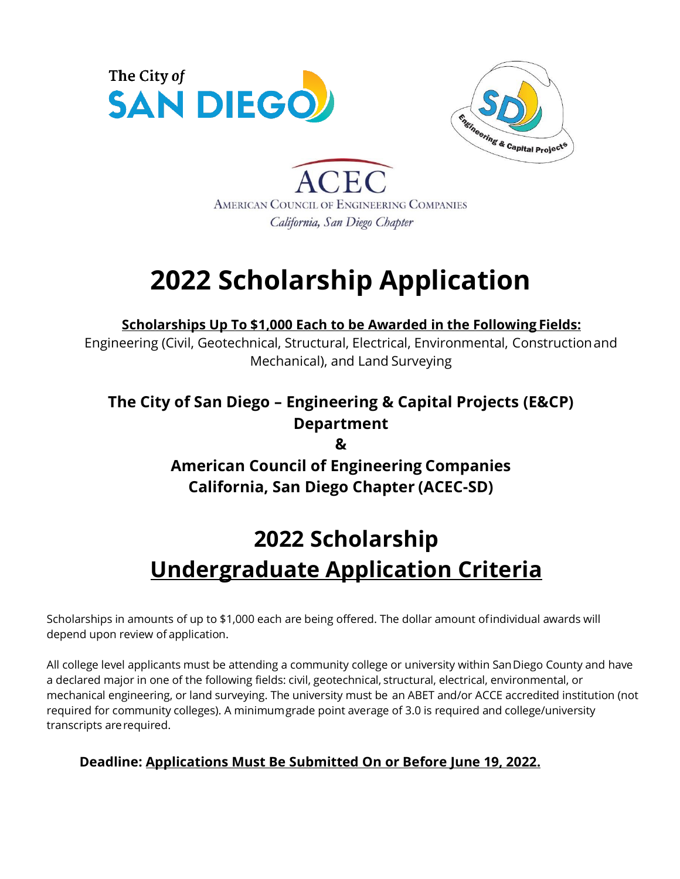The City of SAN DIEGO

Engineering & Capital Projects

ACEC
AMERICAN COUNCIL OF ENGINEERING COMPANIES
*California, San Diego Chapter*

# 2022 Scholarship Application

**Scholarships Up To $1,000 Each to be Awarded in the Following Fields:**
Engineering (Civil, Geotechnical, Structural, Electrical, Environmental, Construction and Mechanical), and Land Surveying

**The City of San Diego – Engineering & Capital Projects (E&CP) Department**
**&**
**American Council of Engineering Companies California, San Diego Chapter (ACEC-SD)**

## 2022 Scholarship
## Undergraduate Application Criteria

Scholarships in amounts of up to $1,000 each are being offered. The dollar amount of individual awards will depend upon review of application.

All college level applicants must be attending a community college or university within San Diego County and have a declared major in one of the following fields: civil, geotechnical, structural, electrical, environmental, or mechanical engineering, or land surveying. The university must be an ABET and/or ACCE accredited institution (not required for community colleges). A minimum grade point average of 3.0 is required and college/university transcripts are required.

**Deadline: Applications Must Be Submitted On or Before June 19, 2022.**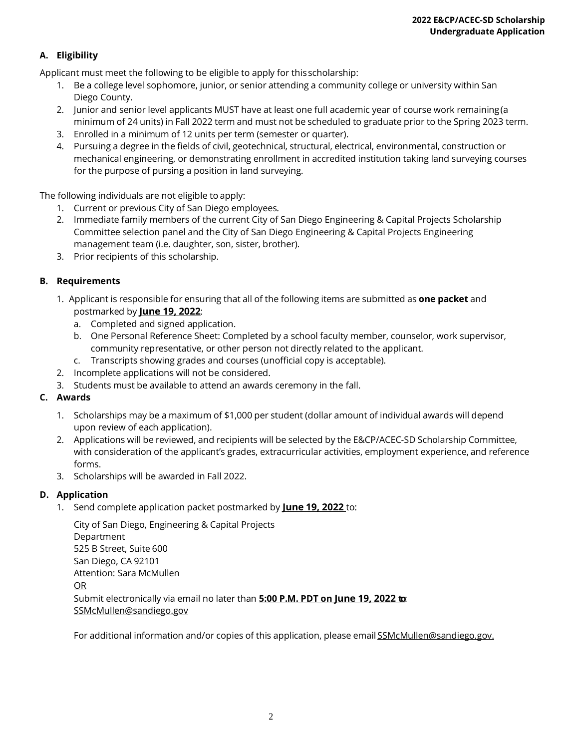## A. Eligibility

Applicant must meet the following to be eligible to apply for this scholarship:

1. Be a college level sophomore, junior, or senior attending a community college or university within San Diego County.
2. Junior and senior level applicants MUST have at least one full academic year of course work remaining (a minimum of 24 units) in Fall 2022 term and must not be scheduled to graduate prior to the Spring 2023 term.
3. Enrolled in a minimum of 12 units per term (semester or quarter).
4. Pursuing a degree in the fields of civil, geotechnical, structural, electrical, environmental, construction or mechanical engineering, or demonstrating enrollment in accredited institution taking land surveying courses for the purpose of pursing a position in land surveying.

The following individuals are not eligible to apply:

1. Current or previous City of San Diego employees.
2. Immediate family members of the current City of San Diego Engineering & Capital Projects Scholarship Committee selection panel and the City of San Diego Engineering & Capital Projects Engineering management team (i.e. daughter, son, sister, brother).
3. Prior recipients of this scholarship.

## B. Requirements

1. Applicant is responsible for ensuring that all of the following items are submitted as **one packet** and postmarked by **June 19, 2022**:
   a. Completed and signed application.
   b. One Personal Reference Sheet: Completed by a school faculty member, counselor, work supervisor, community representative, or other person not directly related to the applicant.
   c. Transcripts showing grades and courses (unofficial copy is acceptable).
2. Incomplete applications will not be considered.
3. Students must be available to attend an awards ceremony in the fall.

## C. Awards

1. Scholarships may be a maximum of $1,000 per student (dollar amount of individual awards will depend upon review of each application).
2. Applications will be reviewed, and recipients will be selected by the E&CP/ACEC-SD Scholarship Committee, with consideration of the applicant's grades, extracurricular activities, employment experience, and reference forms.
3. Scholarships will be awarded in Fall 2022.

## D. Application

1. Send complete application packet postmarked by **June 19, 2022** to:

   City of San Diego, Engineering & Capital Projects
   Department
   525 B Street, Suite 600
   San Diego, CA 92101
   Attention: Sara McMullen
   OR
   Submit electronically via email no later than **5:00 P.M. PDT on June 19, 2022** to:
   SSMcMullen@sandiego.gov

   For additional information and/or copies of this application, please email SSMcMullen@sandiego.gov.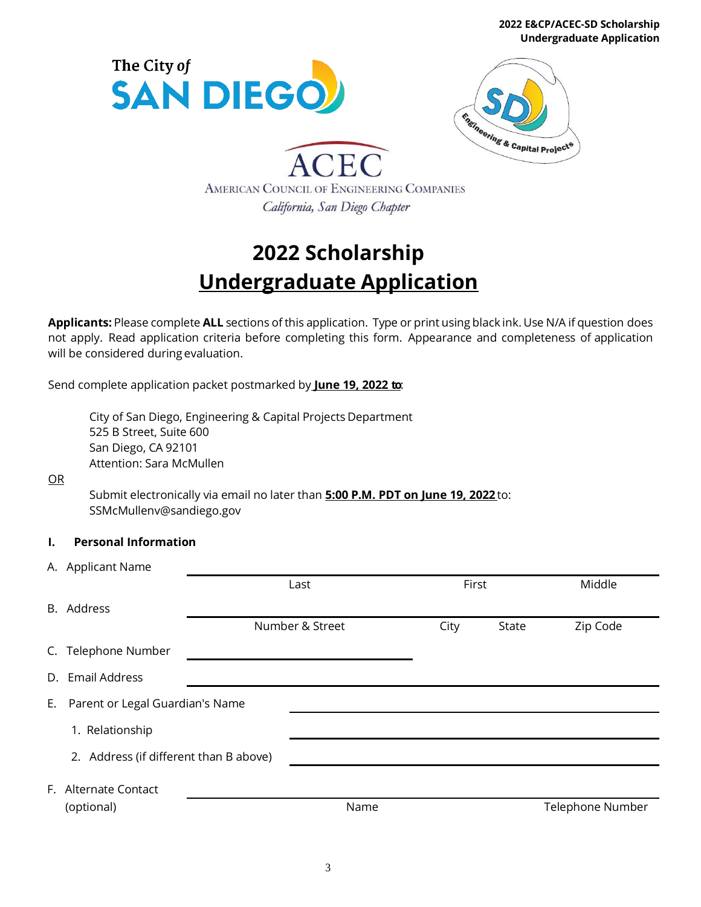# 2022 Scholarship

## Undergraduate Application

**Applicants:** Please complete **ALL** sections of this application. Type or print using black ink. Use N/A if question does not apply. Read application criteria before completing this form. Appearance and completeness of application will be considered during evaluation.

Send complete application packet postmarked by **June 19, 2022 to**:

City of San Diego, Engineering & Capital Projects Department
525 B Street, Suite 600
San Diego, CA 92101
Attention: Sara McMullen

OR

Submit electronically via email no later than **5:00 P.M. PDT on June 19, 2022** to:
SSMcMullenv@sandiego.gov

### I. Personal Information

A. Applicant Name ______________________________________________
Last First Middle

B. Address ______________________________________________
Number & Street City State Zip Code

C. Telephone Number ______________________

D. Email Address ______________________________________________

E. Parent or Legal Guardian's Name ______________________________

1. Relationship ______________________________

2. Address (if different than B above) ______________________________

F. Alternate Contact (optional) ______________________________________________
Name Telephone Number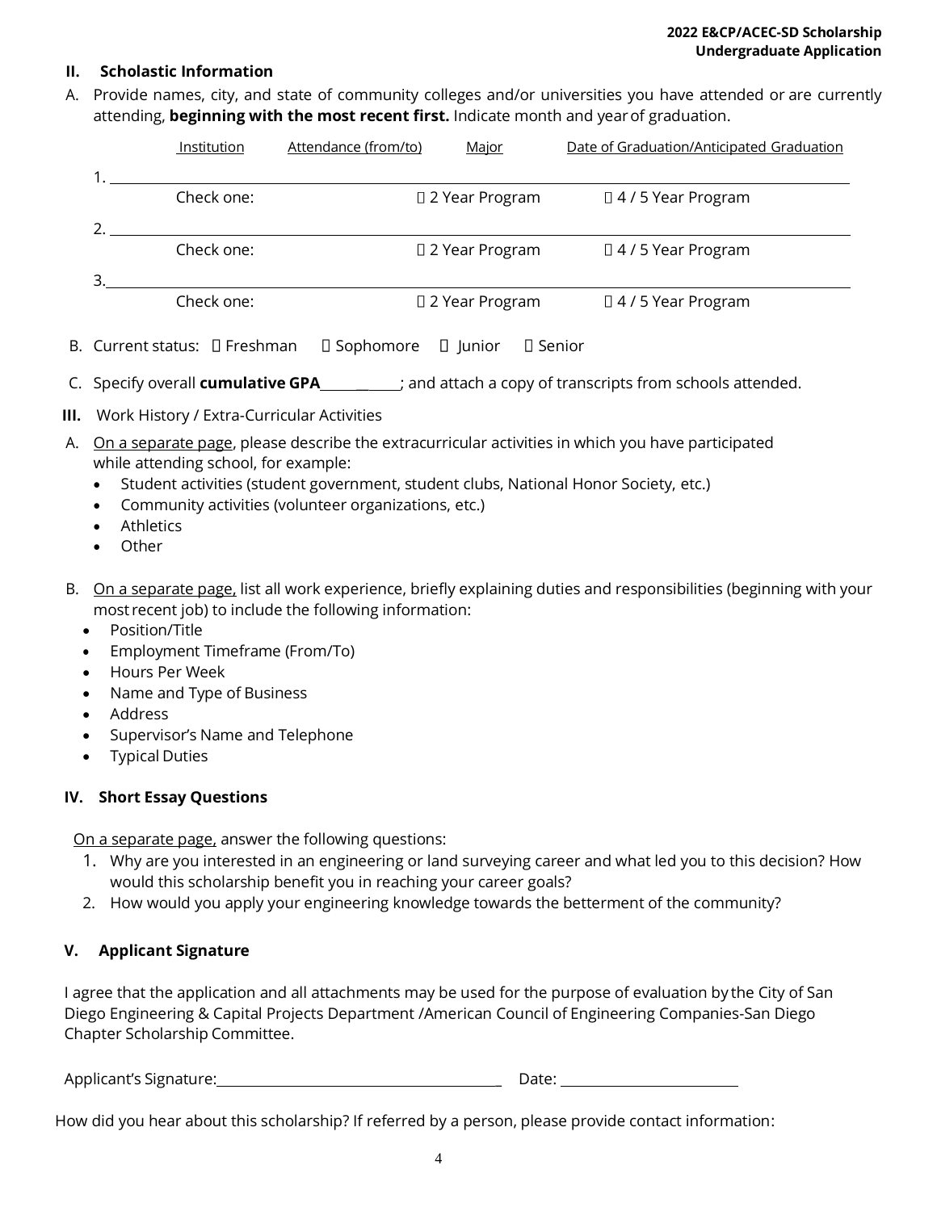## II. Scholastic Information

A. Provide names, city, and state of community colleges and/or universities you have attended or are currently attending, **beginning with the most recent first.** Indicate month and year of graduation.

| | Institution | Attendance (from/to) | Major | Date of Graduation/Anticipated Graduation |
|---|---|---|---|---|
| 1. | | | | |
| | Check one: | | ☐ 2 Year Program | ☐ 4 / 5 Year Program |
| 2. | | | | |
| | Check one: | | ☐ 2 Year Program | ☐ 4 / 5 Year Program |
| 3. | | | | |
| | Check one: | | ☐ 2 Year Program | ☐ 4 / 5 Year Program |

B. Current status: ☐ Freshman ☐ Sophomore ☐ Junior ☐ Senior

C. Specify overall **cumulative GPA**__________; and attach a copy of transcripts from schools attended.

## III. Work History / Extra-Curricular Activities

A. On a separate page, please describe the extracurricular activities in which you have participated while attending school, for example:

- Student activities (student government, student clubs, National Honor Society, etc.)
- Community activities (volunteer organizations, etc.)
- Athletics
- Other

B. On a separate page, list all work experience, briefly explaining duties and responsibilities (beginning with your most recent job) to include the following information:

- Position/Title
- Employment Timeframe (From/To)
- Hours Per Week
- Name and Type of Business
- Address
- Supervisor's Name and Telephone
- Typical Duties

## IV. Short Essay Questions

On a separate page, answer the following questions:

1. Why are you interested in an engineering or land surveying career and what led you to this decision? How would this scholarship benefit you in reaching your career goals?
2. How would you apply your engineering knowledge towards the betterment of the community?

## V. Applicant Signature

I agree that the application and all attachments may be used for the purpose of evaluation by the City of San Diego Engineering & Capital Projects Department /American Council of Engineering Companies-San Diego Chapter Scholarship Committee.

Applicant's Signature:________________________________________ Date: __________________________

How did you hear about this scholarship? If referred by a person, please provide contact information: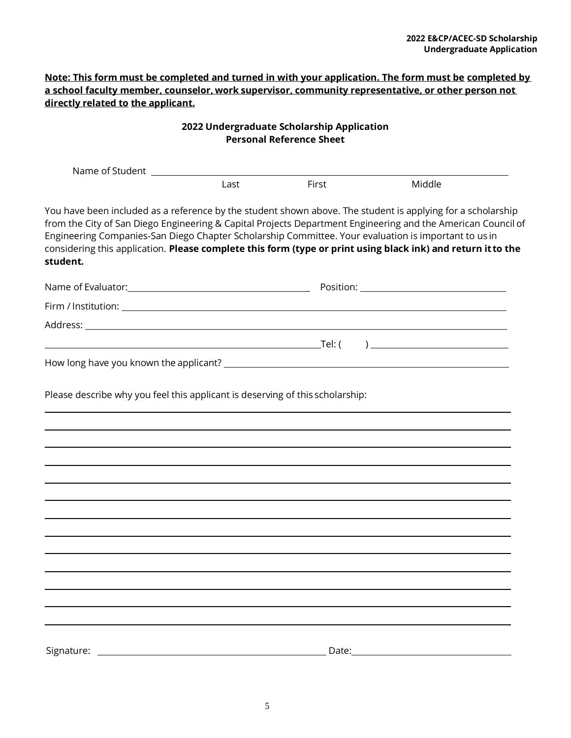**Note: This form must be completed and turned in with your application. The form must be completed by a school faculty member, counselor, work supervisor, community representative, or other person not directly related to the applicant.**

## 2022 Undergraduate Scholarship Application
## Personal Reference Sheet

Name of Student ______________________________________________
Last First Middle

You have been included as a reference by the student shown above. The student is applying for a scholarship from the City of San Diego Engineering & Capital Projects Department Engineering and the American Council of Engineering Companies-San Diego Chapter Scholarship Committee. Your evaluation is important to us in considering this application. **Please complete this form (type or print using black ink) and return it to the student.**

Name of Evaluator: ______________________ Position: ______________________

Firm / Institution: ______________________________________________

Address: ______________________________________________

______________________________ Tel: (     ) ______________________

How long have you known the applicant? ______________________________

Please describe why you feel this applicant is deserving of this scholarship:

______________________________________________

______________________________________________

______________________________________________

______________________________________________

______________________________________________

______________________________________________

______________________________________________

______________________________________________

______________________________________________

______________________________________________

______________________________________________

______________________________________________

______________________________________________

Signature: ______________________________ Date: ______________________